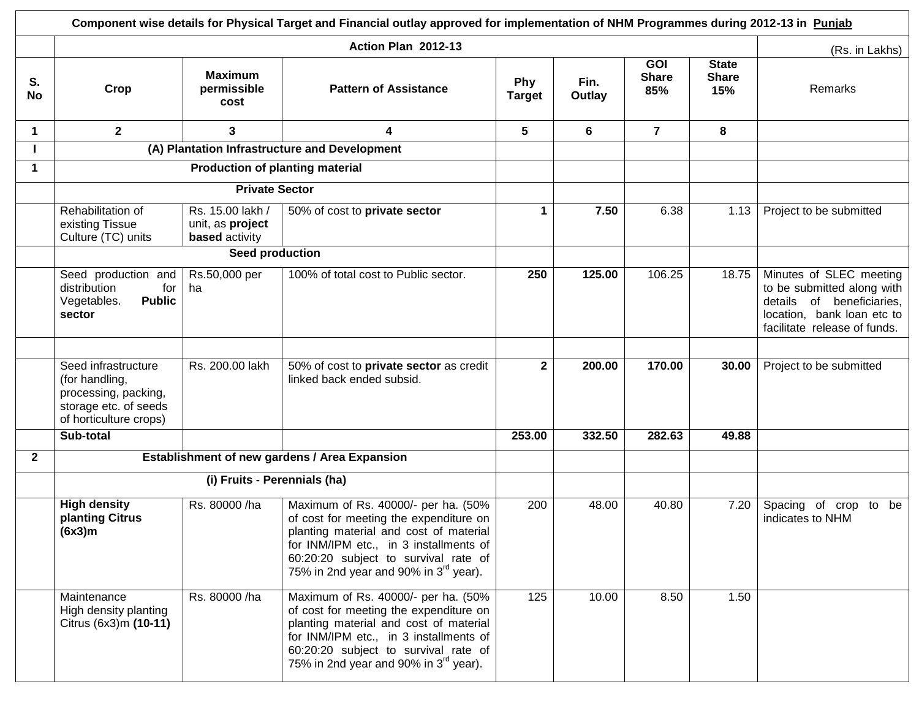| Component wise details for Physical Target and Financial outlay approved for implementation of NHM Programmes during 2012-13 in Punjab | | | | | | | | |
|---|---|---|---|---|---|---|---|---|
| | Action Plan 2012-13 | | | | | | | (Rs. in Lakhs) |
| **S. No** | **Crop** | **Maximum permissible cost** | **Pattern of Assistance** | **Phy Target** | **Fin. Outlay** | **GOI Share 85%** | **State Share 15%** | Remarks |
| **1** | **2** | **3** | **4** | **5** | **6** | **7** | **8** | |
| **I** | **(A) Plantation Infrastructure and Development** | | | | | | | |
| **1** | **Production of planting material** | | | | | | | |
| | **Private Sector** | | | | | | | |
| | Rehabilitation of existing Tissue Culture (TC) units | Rs. 15.00 lakh / unit, as **project based** activity | 50% of cost to **private sector** | **1** | **7.50** | 6.38 | 1.13 | Project to be submitted |
| | **Seed production** | | | | | | | |
| | Seed production and distribution for Vegetables. **Public sector** | Rs.50,000 per ha | 100% of total cost to Public sector. | **250** | **125.00** | 106.25 | 18.75 | Minutes of SLEC meeting to be submitted along with details of beneficiaries, location, bank loan etc to facilitate release of funds. |
| | | | | | | | | |
| | Seed infrastructure (for handling, processing, packing, storage etc. of seeds of horticulture crops) | Rs. 200.00 lakh | 50% of cost to **private sector** as credit linked back ended subsid. | **2** | **200.00** | **170.00** | **30.00** | Project to be submitted |
| | **Sub-total** | | | **253.00** | **332.50** | **282.63** | **49.88** | |
| **2** | **Establishment of new gardens / Area Expansion** | | | | | | | |
| | **(i) Fruits - Perennials (ha)** | | | | | | | |
| | **High density planting Citrus (6x3)m** | Rs. 80000 /ha | Maximum of Rs. 40000/- per ha. (50% of cost for meeting the expenditure on planting material and cost of material for INM/IPM etc., in 3 installments of 60:20:20 subject to survival rate of 75% in 2nd year and 90% in 3rd year). | 200 | 48.00 | 40.80 | 7.20 | Spacing of crop to be indicates to NHM |
| | Maintenance High density planting Citrus (6x3)m **(10-11)** | Rs. 80000 /ha | Maximum of Rs. 40000/- per ha. (50% of cost for meeting the expenditure on planting material and cost of material for INM/IPM etc., in 3 installments of 60:20:20 subject to survival rate of 75% in 2nd year and 90% in 3rd year). | 125 | 10.00 | 8.50 | 1.50 | |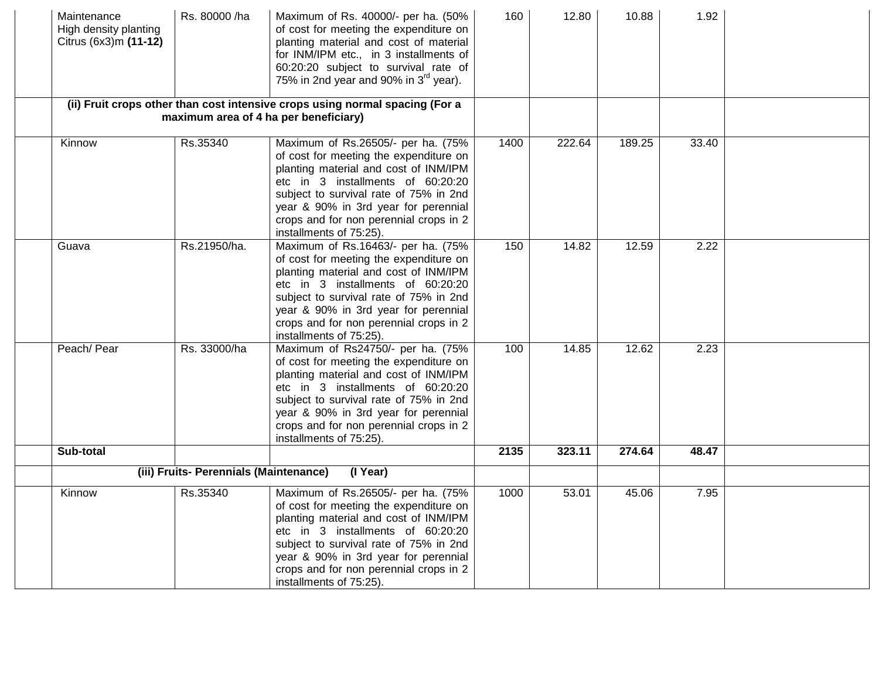| | | | | | | | | |
|---|---|---|---|---|---|---|---|---|
| | Maintenance High density planting Citrus (6x3)m **(11-12)** | Rs. 80000 /ha | Maximum of Rs. 40000/- per ha. (50% of cost for meeting the expenditure on planting material and cost of material for INM/IPM etc., in 3 installments of 60:20:20 subject to survival rate of 75% in 2nd year and 90% in 3rd year). | 160 | 12.80 | 10.88 | 1.92 | |
| | **(ii) Fruit crops other than cost intensive crops using normal spacing (For a maximum area of 4 ha per beneficiary)** | | | | | | | |
| | Kinnow | Rs.35340 | Maximum of Rs.26505/- per ha. (75% of cost for meeting the expenditure on planting material and cost of INM/IPM etc in 3 installments of 60:20:20 subject to survival rate of 75% in 2nd year & 90% in 3rd year for perennial crops and for non perennial crops in 2 installments of 75:25). | 1400 | 222.64 | 189.25 | 33.40 | |
| | Guava | Rs.21950/ha. | Maximum of Rs.16463/- per ha. (75% of cost for meeting the expenditure on planting material and cost of INM/IPM etc in 3 installments of 60:20:20 subject to survival rate of 75% in 2nd year & 90% in 3rd year for perennial crops and for non perennial crops in 2 installments of 75:25). | 150 | 14.82 | 12.59 | 2.22 | |
| | Peach/ Pear | Rs. 33000/ha | Maximum of Rs24750/- per ha. (75% of cost for meeting the expenditure on planting material and cost of INM/IPM etc in 3 installments of 60:20:20 subject to survival rate of 75% in 2nd year & 90% in 3rd year for perennial crops and for non perennial crops in 2 installments of 75:25). | 100 | 14.85 | 12.62 | 2.23 | |
| | **Sub-total** | | | **2135** | **323.11** | **274.64** | **48.47** | |
| | **(iii) Fruits- Perennials (Maintenance) (I Year)** | | | | | | | |
| | Kinnow | Rs.35340 | Maximum of Rs.26505/- per ha. (75% of cost for meeting the expenditure on planting material and cost of INM/IPM etc in 3 installments of 60:20:20 subject to survival rate of 75% in 2nd year & 90% in 3rd year for perennial crops and for non perennial crops in 2 installments of 75:25). | 1000 | 53.01 | 45.06 | 7.95 | |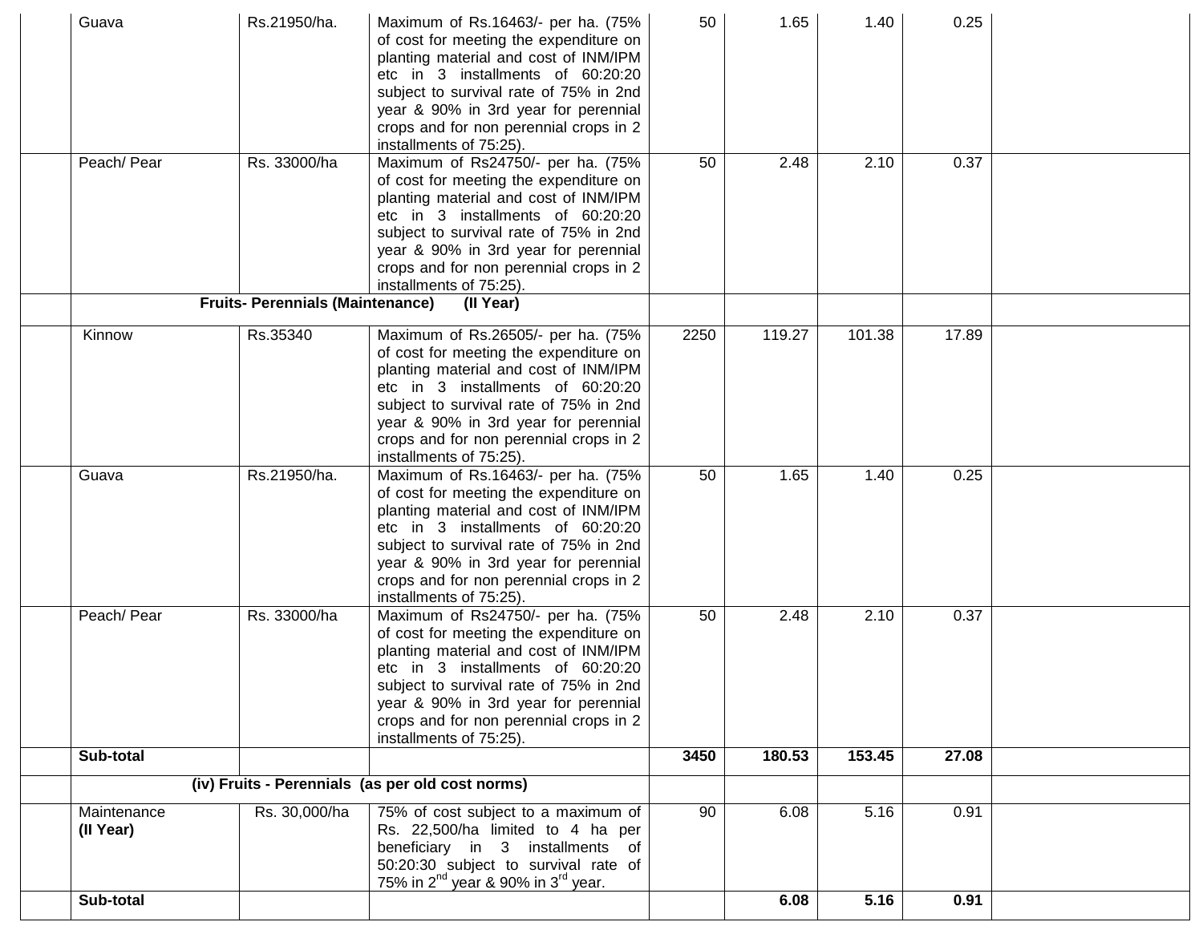| | | | | | | | | |
|---|---|---|---|---|---|---|---|---|
| | Guava | Rs.21950/ha. | Maximum of Rs.16463/- per ha. (75% of cost for meeting the expenditure on planting material and cost of INM/IPM etc in 3 installments of 60:20:20 subject to survival rate of 75% in 2nd year & 90% in 3rd year for perennial crops and for non perennial crops in 2 installments of 75:25). | 50 | 1.65 | 1.40 | 0.25 | |
| | Peach/ Pear | Rs. 33000/ha | Maximum of Rs24750/- per ha. (75% of cost for meeting the expenditure on planting material and cost of INM/IPM etc in 3 installments of 60:20:20 subject to survival rate of 75% in 2nd year & 90% in 3rd year for perennial crops and for non perennial crops in 2 installments of 75:25). | 50 | 2.48 | 2.10 | 0.37 | |
| | **Fruits- Perennials (Maintenance) (II Year)** | | | | | | | |
| | Kinnow | Rs.35340 | Maximum of Rs.26505/- per ha. (75% of cost for meeting the expenditure on planting material and cost of INM/IPM etc in 3 installments of 60:20:20 subject to survival rate of 75% in 2nd year & 90% in 3rd year for perennial crops and for non perennial crops in 2 installments of 75:25). | 2250 | 119.27 | 101.38 | 17.89 | |
| | Guava | Rs.21950/ha. | Maximum of Rs.16463/- per ha. (75% of cost for meeting the expenditure on planting material and cost of INM/IPM etc in 3 installments of 60:20:20 subject to survival rate of 75% in 2nd year & 90% in 3rd year for perennial crops and for non perennial crops in 2 installments of 75:25). | 50 | 1.65 | 1.40 | 0.25 | |
| | Peach/ Pear | Rs. 33000/ha | Maximum of Rs24750/- per ha. (75% of cost for meeting the expenditure on planting material and cost of INM/IPM etc in 3 installments of 60:20:20 subject to survival rate of 75% in 2nd year & 90% in 3rd year for perennial crops and for non perennial crops in 2 installments of 75:25). | 50 | 2.48 | 2.10 | 0.37 | |
| | **Sub-total** | | | **3450** | **180.53** | **153.45** | **27.08** | |
| | **(iv) Fruits - Perennials (as per old cost norms)** | | | | | | | |
| | Maintenance **(II Year)** | Rs. 30,000/ha | 75% of cost subject to a maximum of Rs. 22,500/ha limited to 4 ha per beneficiary in 3 installments of 50:20:30 subject to survival rate of 75% in 2nd year & 90% in 3rd year. | 90 | 6.08 | 5.16 | 0.91 | |
| | **Sub-total** | | | | **6.08** | **5.16** | **0.91** | |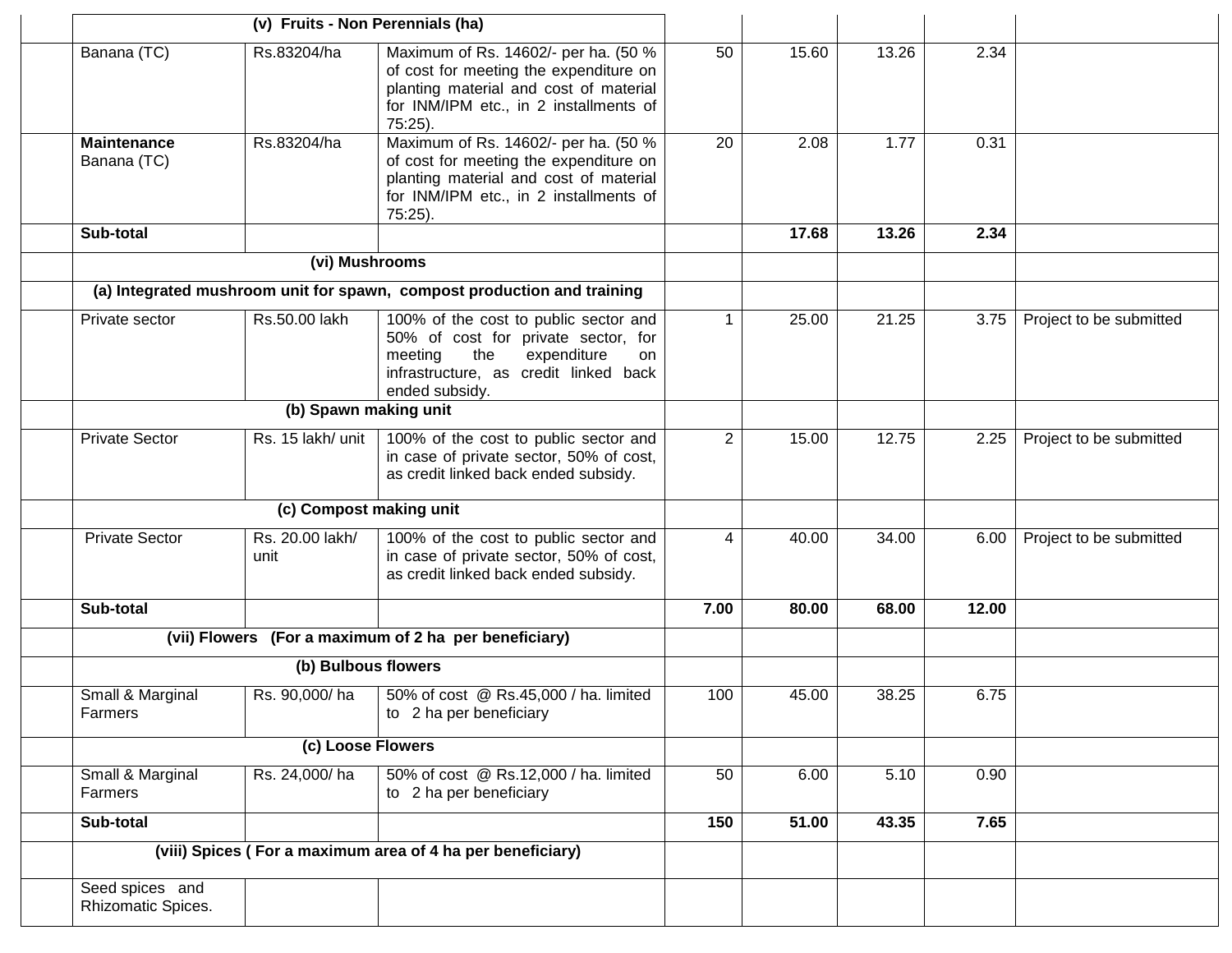| | | | | | | | | |
|---|---|---|---|---|---|---|---|---|
| | (v) Fruits - Non Perennials (ha) | | | | | | | |
| | Banana (TC) | Rs.83204/ha | Maximum of Rs. 14602/- per ha. (50 % of cost for meeting the expenditure on planting material and cost of material for INM/IPM etc., in 2 installments of 75:25). | 50 | 15.60 | 13.26 | 2.34 | |
| | **Maintenance** Banana (TC) | Rs.83204/ha | Maximum of Rs. 14602/- per ha. (50 % of cost for meeting the expenditure on planting material and cost of material for INM/IPM etc., in 2 installments of 75:25). | 20 | 2.08 | 1.77 | 0.31 | |
| | **Sub-total** | | | | **17.68** | **13.26** | **2.34** | |
| | (vi) Mushrooms | | | | | | | |
| | (a) Integrated mushroom unit for spawn, compost production and training | | | | | | | |
| | Private sector | Rs.50.00 lakh | 100% of the cost to public sector and 50% of cost for private sector, for meeting the expenditure on infrastructure, as credit linked back ended subsidy. | 1 | 25.00 | 21.25 | 3.75 | Project to be submitted |
| | (b) Spawn making unit | | | | | | | |
| | Private Sector | Rs. 15 lakh/ unit | 100% of the cost to public sector and in case of private sector, 50% of cost, as credit linked back ended subsidy. | 2 | 15.00 | 12.75 | 2.25 | Project to be submitted |
| | (c) Compost making unit | | | | | | | |
| | Private Sector | Rs. 20.00 lakh/ unit | 100% of the cost to public sector and in case of private sector, 50% of cost, as credit linked back ended subsidy. | 4 | 40.00 | 34.00 | 6.00 | Project to be submitted |
| | **Sub-total** | | | **7.00** | **80.00** | **68.00** | **12.00** | |
| | (vii) Flowers (For a maximum of 2 ha per beneficiary) | | | | | | | |
| | (b) Bulbous flowers | | | | | | | |
| | Small & Marginal Farmers | Rs. 90,000/ ha | 50% of cost @ Rs.45,000 / ha. limited to 2 ha per beneficiary | 100 | 45.00 | 38.25 | 6.75 | |
| | (c) Loose Flowers | | | | | | | |
| | Small & Marginal Farmers | Rs. 24,000/ ha | 50% of cost @ Rs.12,000 / ha. limited to 2 ha per beneficiary | 50 | 6.00 | 5.10 | 0.90 | |
| | **Sub-total** | | | **150** | **51.00** | **43.35** | **7.65** | |
| | (viii) Spices ( For a maximum area of 4 ha per beneficiary) | | | | | | | |
| | Seed spices and Rhizomatic Spices. | | | | | | | |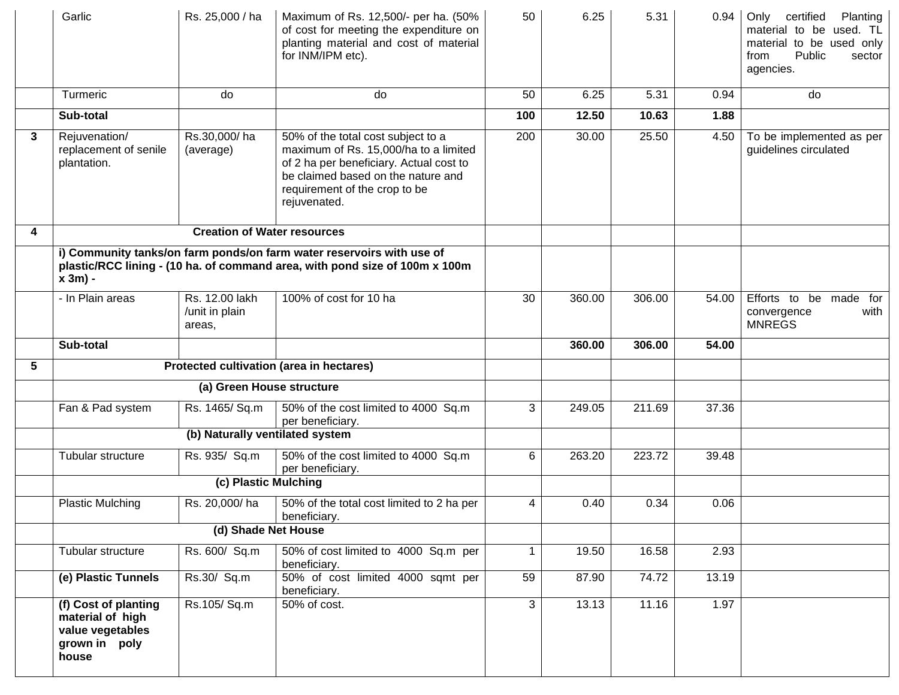| | | | | | | | | |
|---|---|---|---|---|---|---|---|---|
| | Garlic | Rs. 25,000 / ha | Maximum of Rs. 12,500/- per ha. (50% of cost for meeting the expenditure on planting material and cost of material for INM/IPM etc). | 50 | 6.25 | 5.31 | 0.94 | Only certified Planting material to be used. TL material to be used only from Public sector agencies. |
| | Turmeric | do | do | 50 | 6.25 | 5.31 | 0.94 | do |
| | **Sub-total** | | | **100** | **12.50** | **10.63** | **1.88** | |
| **3** | Rejuvenation/ replacement of senile plantation. | Rs.30,000/ ha (average) | 50% of the total cost subject to a maximum of Rs. 15,000/ha to a limited of 2 ha per beneficiary. Actual cost to be claimed based on the nature and requirement of the crop to be rejuvenated. | 200 | 30.00 | 25.50 | 4.50 | To be implemented as per guidelines circulated |
| **4** | **Creation of Water resources** | | | | | | | |
| | **i) Community tanks/on farm ponds/on farm water reservoirs with use of plastic/RCC lining - (10 ha. of command area, with pond size of 100m x 100m x 3m) -** | | | | | | | |
| | - In Plain areas | Rs. 12.00 lakh /unit in plain areas, | 100% of cost for 10 ha | 30 | 360.00 | 306.00 | 54.00 | Efforts to be made for convergence with MNREGS |
| | **Sub-total** | | | | **360.00** | **306.00** | **54.00** | |
| **5** | **Protected cultivation (area in hectares)** | | | | | | | |
| | **(a) Green House structure** | | | | | | | |
| | Fan & Pad system | Rs. 1465/ Sq.m | 50% of the cost limited to 4000 Sq.m per beneficiary. | 3 | 249.05 | 211.69 | 37.36 | |
| | **(b) Naturally ventilated system** | | | | | | | |
| | Tubular structure | Rs. 935/ Sq.m | 50% of the cost limited to 4000 Sq.m per beneficiary. | 6 | 263.20 | 223.72 | 39.48 | |
| | **(c) Plastic Mulching** | | | | | | | |
| | Plastic Mulching | Rs. 20,000/ ha | 50% of the total cost limited to 2 ha per beneficiary. | 4 | 0.40 | 0.34 | 0.06 | |
| | **(d) Shade Net House** | | | | | | | |
| | Tubular structure | Rs. 600/ Sq.m | 50% of cost limited to 4000 Sq.m per beneficiary. | 1 | 19.50 | 16.58 | 2.93 | |
| | **(e) Plastic Tunnels** | Rs.30/ Sq.m | 50% of cost limited 4000 sqmt per beneficiary. | 59 | 87.90 | 74.72 | 13.19 | |
| | **(f) Cost of planting material of high value vegetables grown in poly house** | Rs.105/ Sq.m | 50% of cost. | 3 | 13.13 | 11.16 | 1.97 | |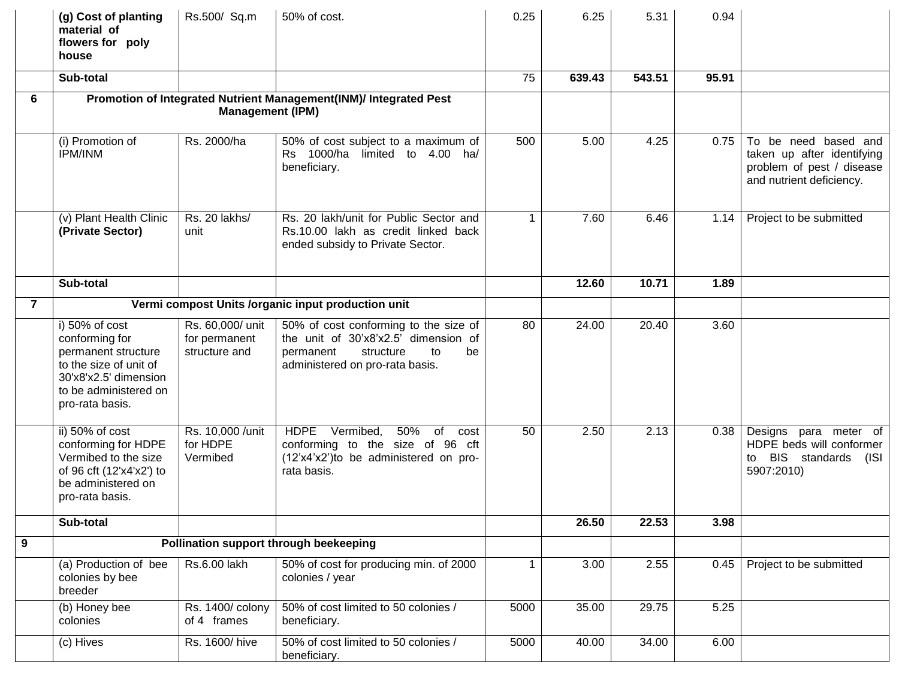|  |  |  |  |  |  |  |  |  |
|---|---|---|---|---|---|---|---|---|
|  | **(g) Cost of planting material of flowers for poly house** | Rs.500/ Sq.m | 50% of cost. | 0.25 | 6.25 | 5.31 | 0.94 |  |
|  | **Sub-total** |  |  | 75 | **639.43** | **543.51** | **95.91** |  |
| **6** | **Promotion of Integrated Nutrient Management(INM)/ Integrated Pest Management (IPM)** |  |  |  |  |  |  |  |
|  | (i) Promotion of IPM/INM | Rs. 2000/ha | 50% of cost subject to a maximum of Rs 1000/ha limited to 4.00 ha/ beneficiary. | 500 | 5.00 | 4.25 | 0.75 | To be need based and taken up after identifying problem of pest / disease and nutrient deficiency. |
|  | (v) Plant Health Clinic **(Private Sector)** | Rs. 20 lakhs/ unit | Rs. 20 lakh/unit for Public Sector and Rs.10.00 lakh as credit linked back ended subsidy to Private Sector. | 1 | 7.60 | 6.46 | 1.14 | Project to be submitted |
|  | **Sub-total** |  |  |  | **12.60** | **10.71** | **1.89** |  |
| **7** | **Vermi compost Units /organic input production unit** |  |  |  |  |  |  |  |
|  | i) 50% of cost conforming for permanent structure to the size of unit of 30'x8'x2.5' dimension to be administered on pro-rata basis. | Rs. 60,000/ unit for permanent structure and | 50% of cost conforming to the size of the unit of 30'x8'x2.5' dimension of permanent structure to be administered on pro-rata basis. | 80 | 24.00 | 20.40 | 3.60 |  |
|  | ii) 50% of cost conforming for HDPE Vermibed to the size of 96 cft (12'x4'x2') to be administered on pro-rata basis. | Rs. 10,000 /unit for HDPE Vermibed | HDPE Vermibed, 50% of cost conforming to the size of 96 cft (12'x4'x2')to be administered on pro-rata basis. | 50 | 2.50 | 2.13 | 0.38 | Designs para meter of HDPE beds will conformer to BIS standards (ISI 5907:2010) |
|  | **Sub-total** |  |  |  | **26.50** | **22.53** | **3.98** |  |
| **9** | **Pollination support through beekeeping** |  |  |  |  |  |  |  |
|  | (a) Production of bee colonies by bee breeder | Rs.6.00 lakh | 50% of cost for producing min. of 2000 colonies / year | 1 | 3.00 | 2.55 | 0.45 | Project to be submitted |
|  | (b) Honey bee colonies | Rs. 1400/ colony of 4 frames | 50% of cost limited to 50 colonies / beneficiary. | 5000 | 35.00 | 29.75 | 5.25 |  |
|  | (c) Hives | Rs. 1600/ hive | 50% of cost limited to 50 colonies / beneficiary. | 5000 | 40.00 | 34.00 | 6.00 |  |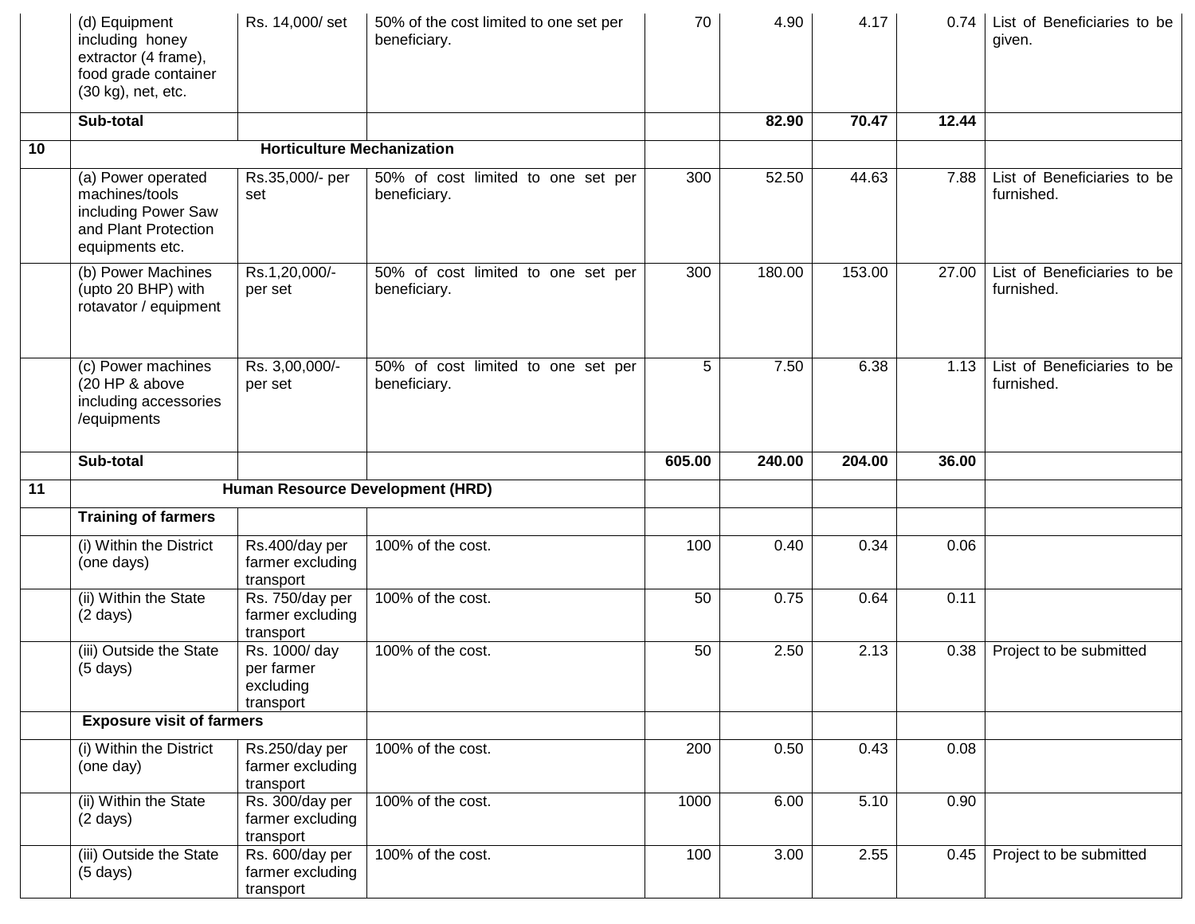| | | | | | | | | |
|---|---|---|---|---|---|---|---|---|
| | (d) Equipment including honey extractor (4 frame), food grade container (30 kg), net, etc. | Rs. 14,000/ set | 50% of the cost limited to one set per beneficiary. | 70 | 4.90 | 4.17 | 0.74 | List of Beneficiaries to be given. |
| | **Sub-total** | | | | **82.90** | **70.47** | **12.44** | |
| **10** | **Horticulture Mechanization** | | | | | | | |
| | (a) Power operated machines/tools including Power Saw and Plant Protection equipments etc. | Rs.35,000/- per set | 50% of cost limited to one set per beneficiary. | 300 | 52.50 | 44.63 | 7.88 | List of Beneficiaries to be furnished. |
| | (b) Power Machines (upto 20 BHP) with rotavator / equipment | Rs.1,20,000/- per set | 50% of cost limited to one set per beneficiary. | 300 | 180.00 | 153.00 | 27.00 | List of Beneficiaries to be furnished. |
| | (c) Power machines (20 HP & above including accessories /equipments | Rs. 3,00,000/- per set | 50% of cost limited to one set per beneficiary. | 5 | 7.50 | 6.38 | 1.13 | List of Beneficiaries to be furnished. |
| | **Sub-total** | | | **605.00** | **240.00** | **204.00** | **36.00** | |
| **11** | **Human Resource Development (HRD)** | | | | | | | |
| | **Training of farmers** | | | | | | | |
| | (i) Within the District (one days) | Rs.400/day per farmer excluding transport | 100% of the cost. | 100 | 0.40 | 0.34 | 0.06 | |
| | (ii) Within the State (2 days) | Rs. 750/day per farmer excluding transport | 100% of the cost. | 50 | 0.75 | 0.64 | 0.11 | |
| | (iii) Outside the State (5 days) | Rs. 1000/ day per farmer excluding transport | 100% of the cost. | 50 | 2.50 | 2.13 | 0.38 | Project to be submitted |
| | **Exposure visit of farmers** | | | | | | | |
| | (i) Within the District (one day) | Rs.250/day per farmer excluding transport | 100% of the cost. | 200 | 0.50 | 0.43 | 0.08 | |
| | (ii) Within the State (2 days) | Rs. 300/day per farmer excluding transport | 100% of the cost. | 1000 | 6.00 | 5.10 | 0.90 | |
| | (iii) Outside the State (5 days) | Rs. 600/day per farmer excluding transport | 100% of the cost. | 100 | 3.00 | 2.55 | 0.45 | Project to be submitted |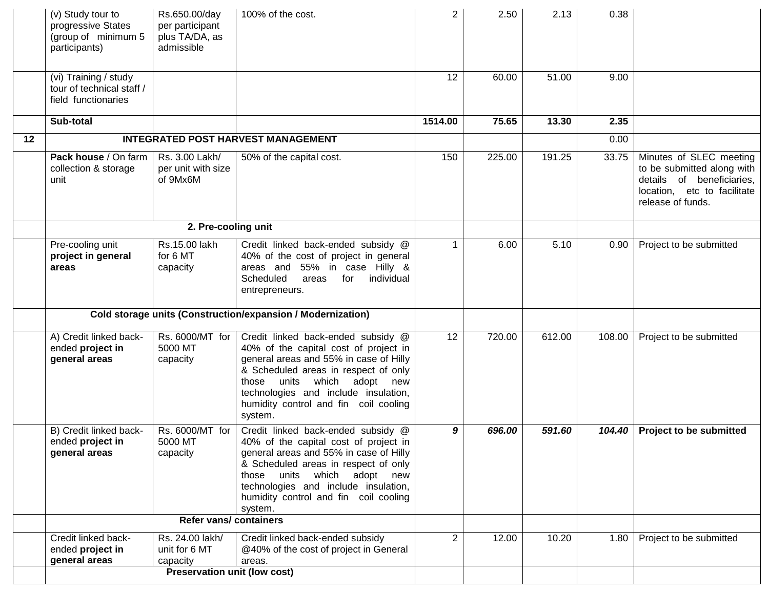| | | | | | | | | |
|---|---|---|---|---|---|---|---|---|
| | (v) Study tour to progressive States (group of minimum 5 participants) | Rs.650.00/day per participant plus TA/DA, as admissible | 100% of the cost. | 2 | 2.50 | 2.13 | 0.38 | |
| | (vi) Training / study tour of technical staff / field functionaries | | | 12 | 60.00 | 51.00 | 9.00 | |
| | **Sub-total** | | | **1514.00** | **75.65** | **13.30** | **2.35** | |
| **12** | **INTEGRATED POST HARVEST MANAGEMENT** | | | | | | 0.00 | |
| | **Pack house** / On farm collection & storage unit | Rs. 3.00 Lakh/ per unit with size of 9Mx6M | 50% of the capital cost. | 150 | 225.00 | 191.25 | 33.75 | Minutes of SLEC meeting to be submitted along with details of beneficiaries, location, etc to facilitate release of funds. |
| | **2. Pre-cooling unit** | | | | | | | |
| | Pre-cooling unit **project in general areas** | Rs.15.00 lakh for 6 MT capacity | Credit linked back-ended subsidy @ 40% of the cost of project in general areas and 55% in case Hilly & Scheduled areas for individual entrepreneurs. | 1 | 6.00 | 5.10 | 0.90 | Project to be submitted |
| | **Cold storage units (Construction/expansion / Modernization)** | | | | | | | |
| | A) Credit linked back-ended **project in general areas** | Rs. 6000/MT for 5000 MT capacity | Credit linked back-ended subsidy @ 40% of the capital cost of project in general areas and 55% in case of Hilly & Scheduled areas in respect of only those units which adopt new technologies and include insulation, humidity control and fin coil cooling system. | 12 | 720.00 | 612.00 | 108.00 | Project to be submitted |
| | B) Credit linked back-ended **project in general areas** | Rs. 6000/MT for 5000 MT capacity | Credit linked back-ended subsidy @ 40% of the capital cost of project in general areas and 55% in case of Hilly & Scheduled areas in respect of only those units which adopt new technologies and include insulation, humidity control and fin coil cooling system. | ***9*** | ***696.00*** | ***591.60*** | ***104.40*** | **Project to be submitted** |
| | **Refer vans/ containers** | | | | | | | |
| | Credit linked back-ended **project in general areas** | Rs. 24.00 lakh/ unit for 6 MT capacity | Credit linked back-ended subsidy @40% of the cost of project in General areas. | 2 | 12.00 | 10.20 | 1.80 | Project to be submitted |
| | **Preservation unit (low cost)** | | | | | | | |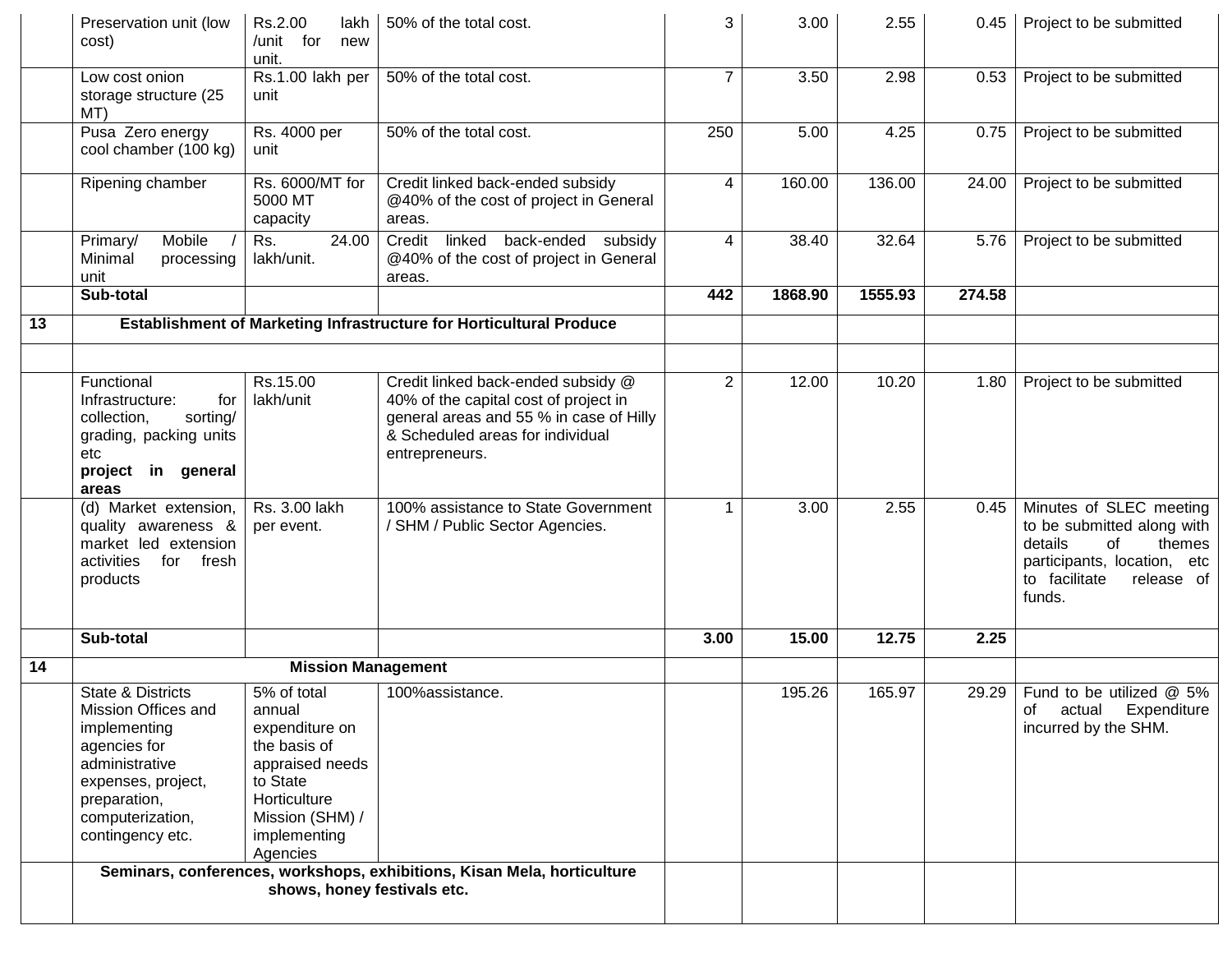| | | | | | | | | |
|---|---|---|---|---|---|---|---|---|
| | Preservation unit (low cost) | Rs.2.00 lakh /unit for new unit. | 50% of the total cost. | 3 | 3.00 | 2.55 | 0.45 | Project to be submitted |
| | Low cost onion storage structure (25 MT) | Rs.1.00 lakh per unit | 50% of the total cost. | 7 | 3.50 | 2.98 | 0.53 | Project to be submitted |
| | Pusa Zero energy cool chamber (100 kg) | Rs. 4000 per unit | 50% of the total cost. | 250 | 5.00 | 4.25 | 0.75 | Project to be submitted |
| | Ripening chamber | Rs. 6000/MT for 5000 MT capacity | Credit linked back-ended subsidy @40% of the cost of project in General areas. | 4 | 160.00 | 136.00 | 24.00 | Project to be submitted |
| | Primary/ Mobile / Minimal processing unit | Rs. 24.00 lakh/unit. | Credit linked back-ended subsidy @40% of the cost of project in General areas. | 4 | 38.40 | 32.64 | 5.76 | Project to be submitted |
| | **Sub-total** | | | **442** | **1868.90** | **1555.93** | **274.58** | |
| **13** | **Establishment of Marketing Infrastructure for Horticultural Produce** | | | | | | | |
| | | | | | | | | |
| | Functional Infrastructure: for collection, sorting/ grading, packing units etc **project in general areas** | Rs.15.00 lakh/unit | Credit linked back-ended subsidy @ 40% of the capital cost of project in general areas and 55 % in case of Hilly & Scheduled areas for individual entrepreneurs. | 2 | 12.00 | 10.20 | 1.80 | Project to be submitted |
| | (d) Market extension, quality awareness & market led extension activities for fresh products | Rs. 3.00 lakh per event. | 100% assistance to State Government / SHM / Public Sector Agencies. | 1 | 3.00 | 2.55 | 0.45 | Minutes of SLEC meeting to be submitted along with details of themes participants, location, etc to facilitate release of funds. |
| | **Sub-total** | | | **3.00** | **15.00** | **12.75** | **2.25** | |
| **14** | **Mission Management** | | | | | | | |
| | State & Districts Mission Offices and implementing agencies for administrative expenses, project, preparation, computerization, contingency etc. | 5% of total annual expenditure on the basis of appraised needs to State Horticulture Mission (SHM) / implementing Agencies | 100%assistance. | | 195.26 | 165.97 | 29.29 | Fund to be utilized @ 5% of actual Expenditure incurred by the SHM. |
| | **Seminars, conferences, workshops, exhibitions, Kisan Mela, horticulture shows, honey festivals etc.** | | | | | | | |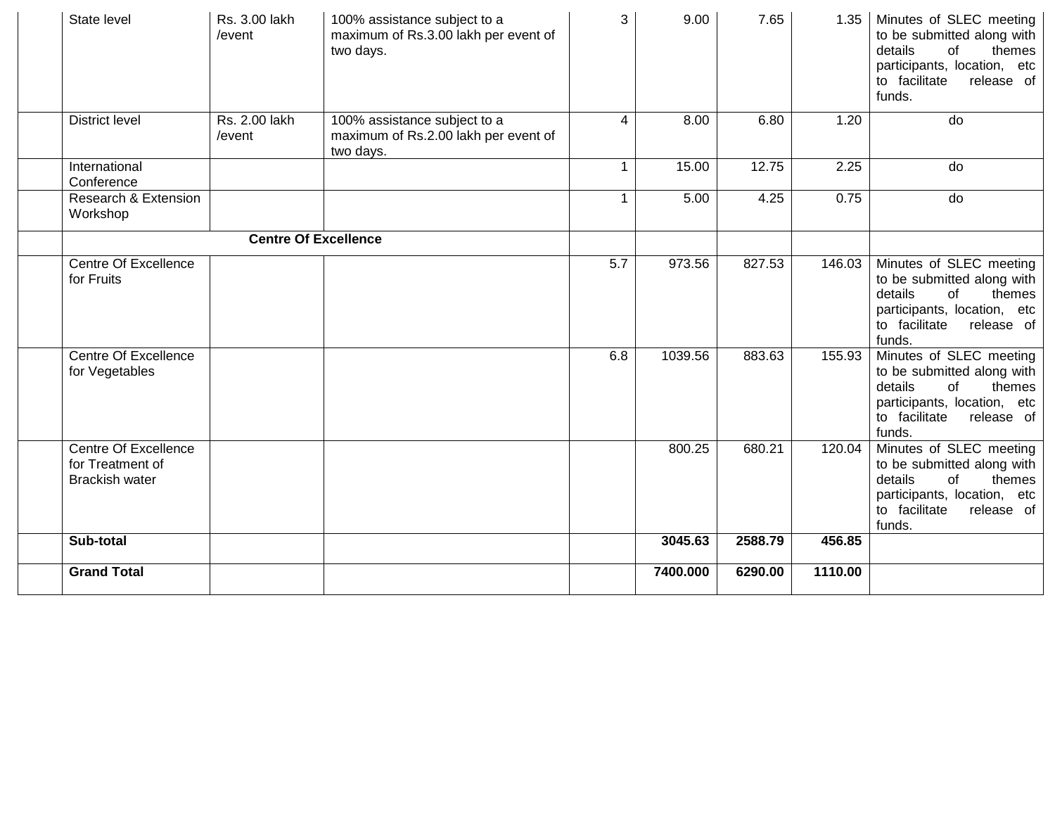| | | | | | | | | |
|---|---|---|---|---|---|---|---|---|
| | State level | Rs. 3.00 lakh /event | 100% assistance subject to a maximum of Rs.3.00 lakh per event of two days. | 3 | 9.00 | 7.65 | 1.35 | Minutes of SLEC meeting to be submitted along with details of themes participants, location, etc to facilitate release of funds. |
| | District level | Rs. 2.00 lakh /event | 100% assistance subject to a maximum of Rs.2.00 lakh per event of two days. | 4 | 8.00 | 6.80 | 1.20 | do |
| | International Conference | | | 1 | 15.00 | 12.75 | 2.25 | do |
| | Research & Extension Workshop | | | 1 | 5.00 | 4.25 | 0.75 | do |
| | **Centre Of Excellence** | | | | | | | |
| | Centre Of Excellence for Fruits | | | 5.7 | 973.56 | 827.53 | 146.03 | Minutes of SLEC meeting to be submitted along with details of themes participants, location, etc to facilitate release of funds. |
| | Centre Of Excellence for Vegetables | | | 6.8 | 1039.56 | 883.63 | 155.93 | Minutes of SLEC meeting to be submitted along with details of themes participants, location, etc to facilitate release of funds. |
| | Centre Of Excellence for Treatment of Brackish water | | | | 800.25 | 680.21 | 120.04 | Minutes of SLEC meeting to be submitted along with details of themes participants, location, etc to facilitate release of funds. |
| | **Sub-total** | | | | **3045.63** | **2588.79** | **456.85** | |
| | **Grand Total** | | | | **7400.000** | **6290.00** | **1110.00** | |